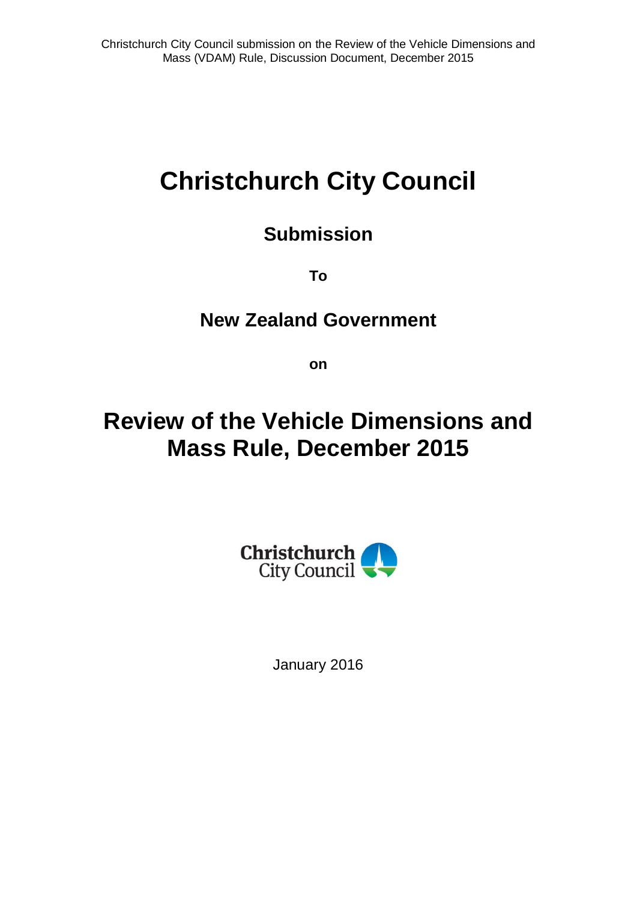# Christchurch City Council

## Submission

**To**

## New Zealand Government

**on**

# Review of the Vehicle Dimensions and Mass Rule, December 2015

January 2016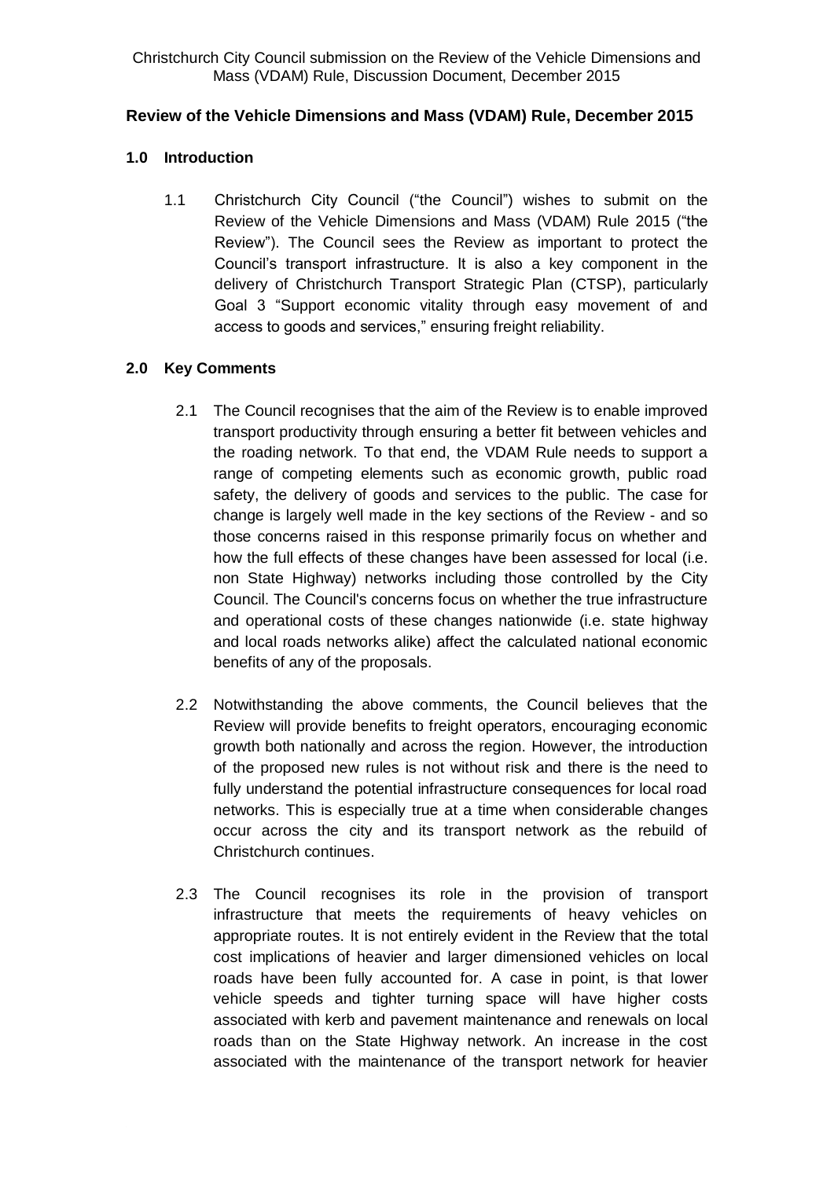## Review of the Vehicle Dimensions and Mass (VDAM) Rule, December 2015

### 1.0 Introduction

1.1 Christchurch City Council ("the Council") wishes to submit on the Review of the Vehicle Dimensions and Mass (VDAM) Rule 2015 ("the Review"). The Council sees the Review as important to protect the Council's transport infrastructure. It is also a key component in the delivery of Christchurch Transport Strategic Plan (CTSP), particularly Goal 3 "Support economic vitality through easy movement of and access to goods and services," ensuring freight reliability.

### 2.0 Key Comments

2.1 The Council recognises that the aim of the Review is to enable improved transport productivity through ensuring a better fit between vehicles and the roading network. To that end, the VDAM Rule needs to support a range of competing elements such as economic growth, public road safety, the delivery of goods and services to the public. The case for change is largely well made in the key sections of the Review - and so those concerns raised in this response primarily focus on whether and how the full effects of these changes have been assessed for local (i.e. non State Highway) networks including those controlled by the City Council. The Council's concerns focus on whether the true infrastructure and operational costs of these changes nationwide (i.e. state highway and local roads networks alike) affect the calculated national economic benefits of any of the proposals.

2.2 Notwithstanding the above comments, the Council believes that the Review will provide benefits to freight operators, encouraging economic growth both nationally and across the region. However, the introduction of the proposed new rules is not without risk and there is the need to fully understand the potential infrastructure consequences for local road networks. This is especially true at a time when considerable changes occur across the city and its transport network as the rebuild of Christchurch continues.

2.3 The Council recognises its role in the provision of transport infrastructure that meets the requirements of heavy vehicles on appropriate routes. It is not entirely evident in the Review that the total cost implications of heavier and larger dimensioned vehicles on local roads have been fully accounted for. A case in point, is that lower vehicle speeds and tighter turning space will have higher costs associated with kerb and pavement maintenance and renewals on local roads than on the State Highway network. An increase in the cost associated with the maintenance of the transport network for heavier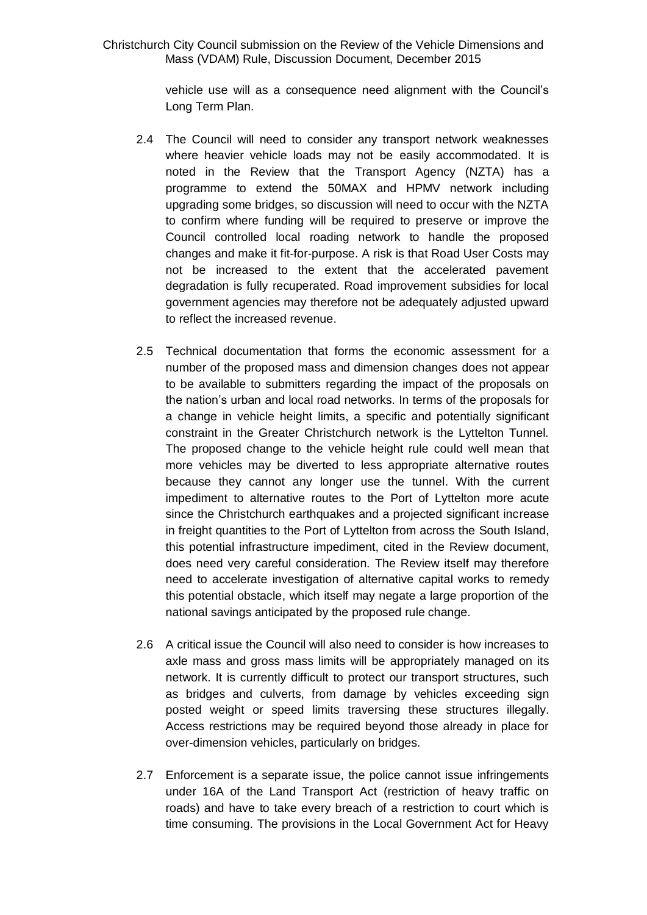vehicle use will as a consequence need alignment with the Council's Long Term Plan.

2.4 The Council will need to consider any transport network weaknesses where heavier vehicle loads may not be easily accommodated. It is noted in the Review that the Transport Agency (NZTA) has a programme to extend the 50MAX and HPMV network including upgrading some bridges, so discussion will need to occur with the NZTA to confirm where funding will be required to preserve or improve the Council controlled local roading network to handle the proposed changes and make it fit-for-purpose. A risk is that Road User Costs may not be increased to the extent that the accelerated pavement degradation is fully recuperated. Road improvement subsidies for local government agencies may therefore not be adequately adjusted upward to reflect the increased revenue.

2.5 Technical documentation that forms the economic assessment for a number of the proposed mass and dimension changes does not appear to be available to submitters regarding the impact of the proposals on the nation's urban and local road networks. In terms of the proposals for a change in vehicle height limits, a specific and potentially significant constraint in the Greater Christchurch network is the Lyttelton Tunnel. The proposed change to the vehicle height rule could well mean that more vehicles may be diverted to less appropriate alternative routes because they cannot any longer use the tunnel. With the current impediment to alternative routes to the Port of Lyttelton more acute since the Christchurch earthquakes and a projected significant increase in freight quantities to the Port of Lyttelton from across the South Island, this potential infrastructure impediment, cited in the Review document, does need very careful consideration. The Review itself may therefore need to accelerate investigation of alternative capital works to remedy this potential obstacle, which itself may negate a large proportion of the national savings anticipated by the proposed rule change.

2.6 A critical issue the Council will also need to consider is how increases to axle mass and gross mass limits will be appropriately managed on its network. It is currently difficult to protect our transport structures, such as bridges and culverts, from damage by vehicles exceeding sign posted weight or speed limits traversing these structures illegally. Access restrictions may be required beyond those already in place for over-dimension vehicles, particularly on bridges.

2.7 Enforcement is a separate issue, the police cannot issue infringements under 16A of the Land Transport Act (restriction of heavy traffic on roads) and have to take every breach of a restriction to court which is time consuming. The provisions in the Local Government Act for Heavy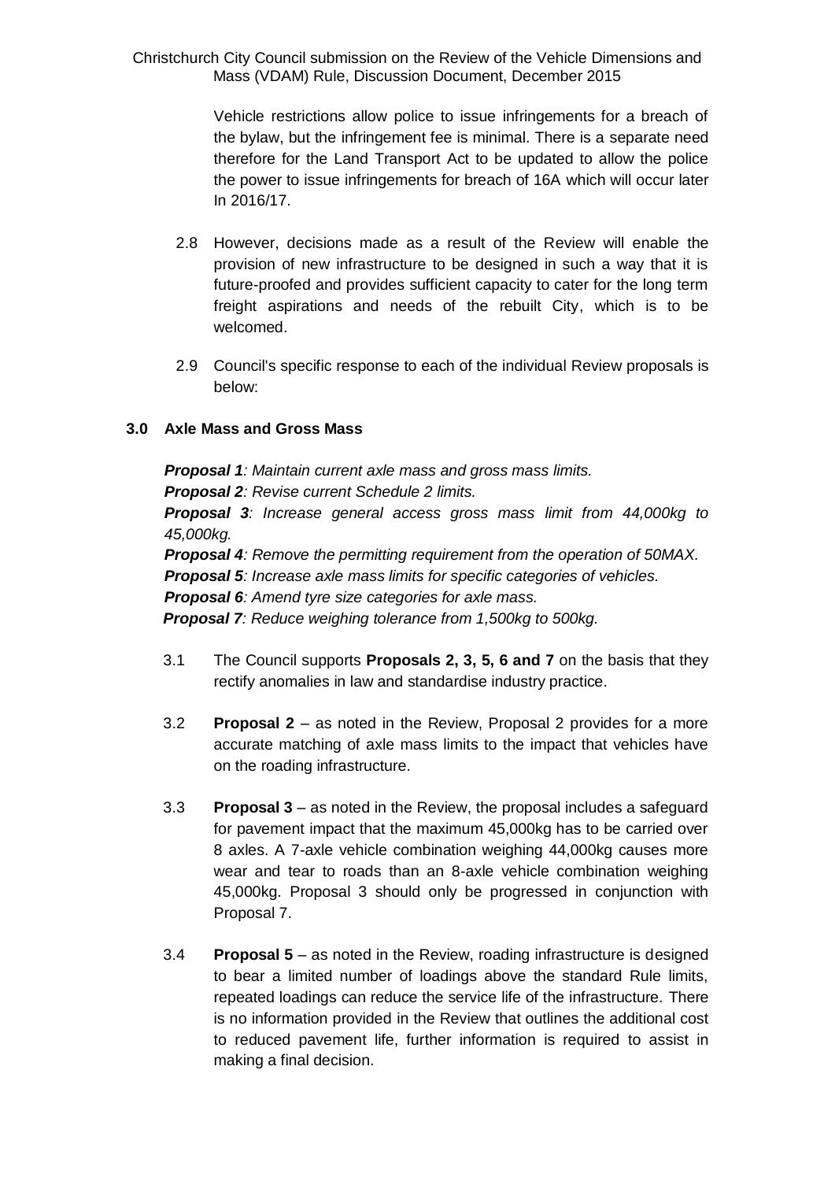Vehicle restrictions allow police to issue infringements for a breach of the bylaw, but the infringement fee is minimal. There is a separate need therefore for the Land Transport Act to be updated to allow the police the power to issue infringements for breach of 16A which will occur later In 2016/17.

2.8 However, decisions made as a result of the Review will enable the provision of new infrastructure to be designed in such a way that it is future-proofed and provides sufficient capacity to cater for the long term freight aspirations and needs of the rebuilt City, which is to be welcomed.

2.9 Council's specific response to each of the individual Review proposals is below:

## 3.0 Axle Mass and Gross Mass

***Proposal 1****: Maintain current axle mass and gross mass limits.*
***Proposal 2****: Revise current Schedule 2 limits.*
***Proposal 3****: Increase general access gross mass limit from 44,000kg to 45,000kg.*
***Proposal 4****: Remove the permitting requirement from the operation of 50MAX.*
***Proposal 5****: Increase axle mass limits for specific categories of vehicles.*
***Proposal 6****: Amend tyre size categories for axle mass.*
***Proposal 7****: Reduce weighing tolerance from 1,500kg to 500kg.*

3.1 The Council supports **Proposals 2, 3, 5, 6 and 7** on the basis that they rectify anomalies in law and standardise industry practice.

3.2 **Proposal 2** – as noted in the Review, Proposal 2 provides for a more accurate matching of axle mass limits to the impact that vehicles have on the roading infrastructure.

3.3 **Proposal 3** – as noted in the Review, the proposal includes a safeguard for pavement impact that the maximum 45,000kg has to be carried over 8 axles. A 7-axle vehicle combination weighing 44,000kg causes more wear and tear to roads than an 8-axle vehicle combination weighing 45,000kg. Proposal 3 should only be progressed in conjunction with Proposal 7.

3.4 **Proposal 5** – as noted in the Review, roading infrastructure is designed to bear a limited number of loadings above the standard Rule limits, repeated loadings can reduce the service life of the infrastructure. There is no information provided in the Review that outlines the additional cost to reduced pavement life, further information is required to assist in making a final decision.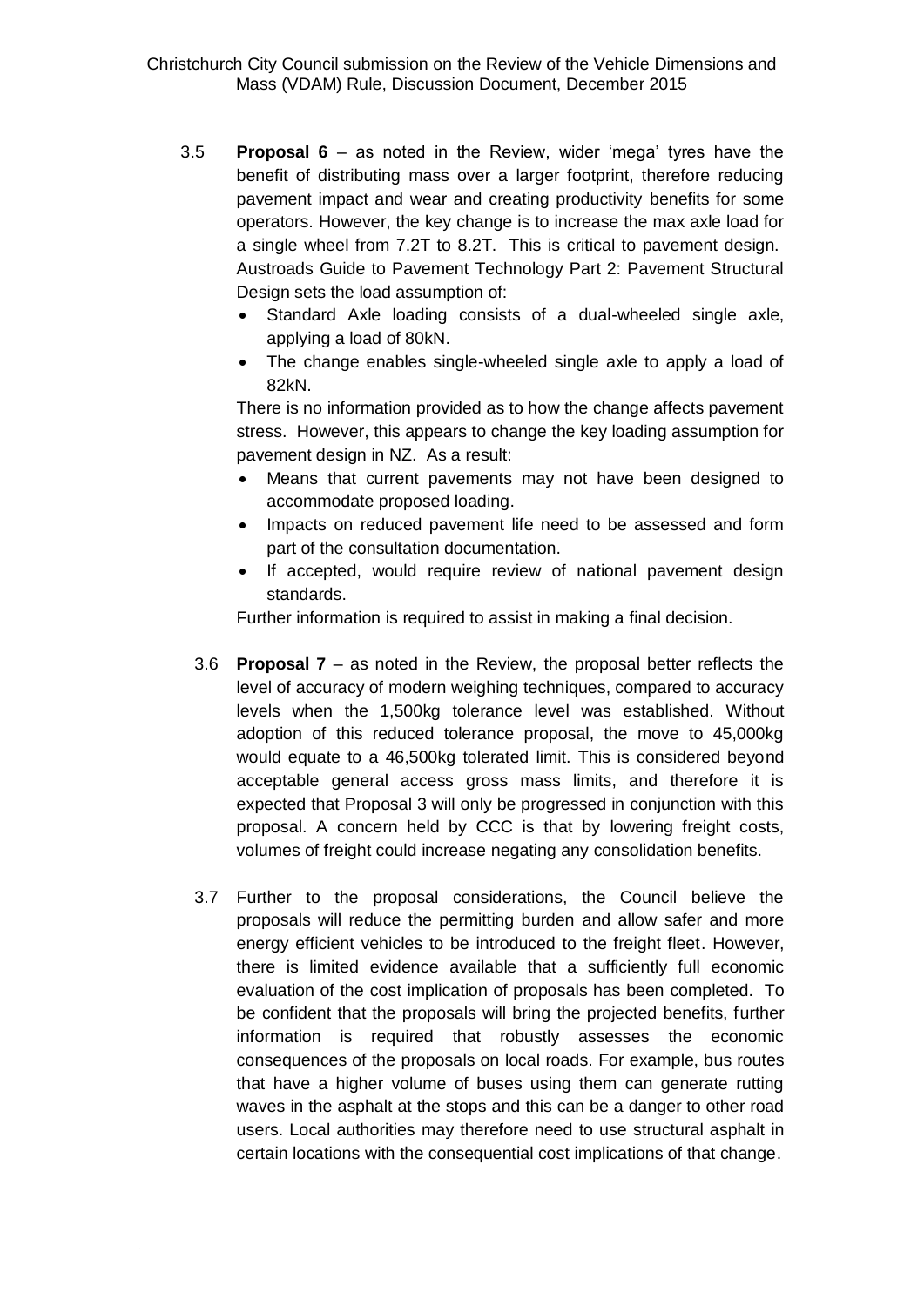3.5 **Proposal 6** – as noted in the Review, wider 'mega' tyres have the benefit of distributing mass over a larger footprint, therefore reducing pavement impact and wear and creating productivity benefits for some operators. However, the key change is to increase the max axle load for a single wheel from 7.2T to 8.2T. This is critical to pavement design. Austroads Guide to Pavement Technology Part 2: Pavement Structural Design sets the load assumption of:

- Standard Axle loading consists of a dual-wheeled single axle, applying a load of 80kN.
- The change enables single-wheeled single axle to apply a load of 82kN.

There is no information provided as to how the change affects pavement stress. However, this appears to change the key loading assumption for pavement design in NZ. As a result:

- Means that current pavements may not have been designed to accommodate proposed loading.
- Impacts on reduced pavement life need to be assessed and form part of the consultation documentation.
- If accepted, would require review of national pavement design standards.

Further information is required to assist in making a final decision.

3.6 **Proposal 7** – as noted in the Review, the proposal better reflects the level of accuracy of modern weighing techniques, compared to accuracy levels when the 1,500kg tolerance level was established. Without adoption of this reduced tolerance proposal, the move to 45,000kg would equate to a 46,500kg tolerated limit. This is considered beyond acceptable general access gross mass limits, and therefore it is expected that Proposal 3 will only be progressed in conjunction with this proposal. A concern held by CCC is that by lowering freight costs, volumes of freight could increase negating any consolidation benefits.

3.7 Further to the proposal considerations, the Council believe the proposals will reduce the permitting burden and allow safer and more energy efficient vehicles to be introduced to the freight fleet. However, there is limited evidence available that a sufficiently full economic evaluation of the cost implication of proposals has been completed. To be confident that the proposals will bring the projected benefits, further information is required that robustly assesses the economic consequences of the proposals on local roads. For example, bus routes that have a higher volume of buses using them can generate rutting waves in the asphalt at the stops and this can be a danger to other road users. Local authorities may therefore need to use structural asphalt in certain locations with the consequential cost implications of that change.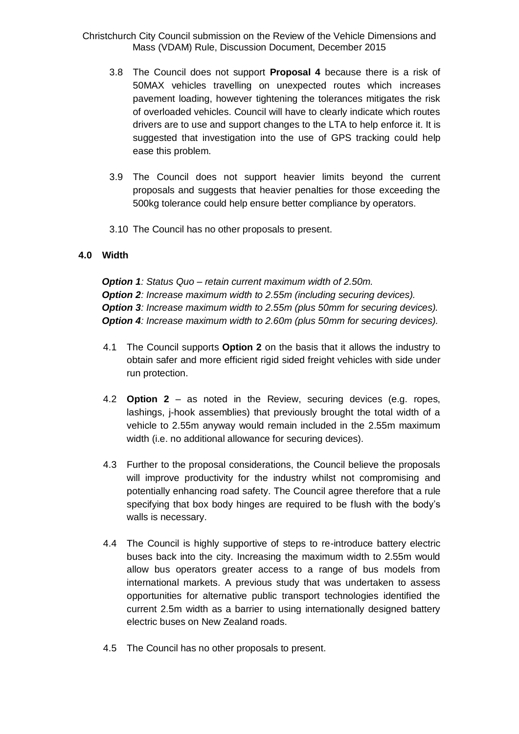3.8 The Council does not support **Proposal 4** because there is a risk of 50MAX vehicles travelling on unexpected routes which increases pavement loading, however tightening the tolerances mitigates the risk of overloaded vehicles. Council will have to clearly indicate which routes drivers are to use and support changes to the LTA to help enforce it. It is suggested that investigation into the use of GPS tracking could help ease this problem.

3.9 The Council does not support heavier limits beyond the current proposals and suggests that heavier penalties for those exceeding the 500kg tolerance could help ensure better compliance by operators.

3.10 The Council has no other proposals to present.

## 4.0 Width

***Option 1****: Status Quo – retain current maximum width of 2.50m.*
***Option 2****: Increase maximum width to 2.55m (including securing devices).*
***Option 3****: Increase maximum width to 2.55m (plus 50mm for securing devices).*
***Option 4****: Increase maximum width to 2.60m (plus 50mm for securing devices).*

4.1 The Council supports **Option 2** on the basis that it allows the industry to obtain safer and more efficient rigid sided freight vehicles with side under run protection.

4.2 **Option 2** – as noted in the Review, securing devices (e.g. ropes, lashings, j-hook assemblies) that previously brought the total width of a vehicle to 2.55m anyway would remain included in the 2.55m maximum width (i.e. no additional allowance for securing devices).

4.3 Further to the proposal considerations, the Council believe the proposals will improve productivity for the industry whilst not compromising and potentially enhancing road safety. The Council agree therefore that a rule specifying that box body hinges are required to be flush with the body's walls is necessary.

4.4 The Council is highly supportive of steps to re-introduce battery electric buses back into the city. Increasing the maximum width to 2.55m would allow bus operators greater access to a range of bus models from international markets. A previous study that was undertaken to assess opportunities for alternative public transport technologies identified the current 2.5m width as a barrier to using internationally designed battery electric buses on New Zealand roads.

4.5 The Council has no other proposals to present.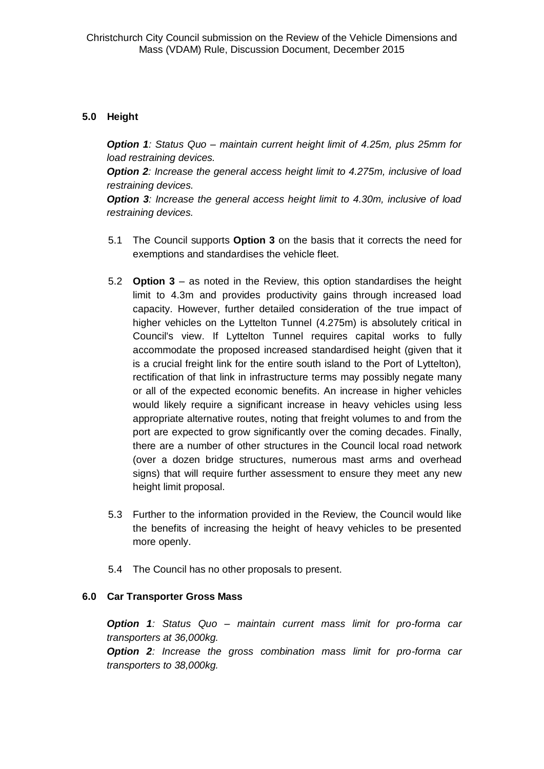## 5.0 Height

***Option 1****: Status Quo – maintain current height limit of 4.25m, plus 25mm for load restraining devices.*
***Option 2****: Increase the general access height limit to 4.275m, inclusive of load restraining devices.*
***Option 3****: Increase the general access height limit to 4.30m, inclusive of load restraining devices.*

5.1 The Council supports **Option 3** on the basis that it corrects the need for exemptions and standardises the vehicle fleet.

5.2 **Option 3** – as noted in the Review, this option standardises the height limit to 4.3m and provides productivity gains through increased load capacity. However, further detailed consideration of the true impact of higher vehicles on the Lyttelton Tunnel (4.275m) is absolutely critical in Council's view. If Lyttelton Tunnel requires capital works to fully accommodate the proposed increased standardised height (given that it is a crucial freight link for the entire south island to the Port of Lyttelton), rectification of that link in infrastructure terms may possibly negate many or all of the expected economic benefits. An increase in higher vehicles would likely require a significant increase in heavy vehicles using less appropriate alternative routes, noting that freight volumes to and from the port are expected to grow significantly over the coming decades. Finally, there are a number of other structures in the Council local road network (over a dozen bridge structures, numerous mast arms and overhead signs) that will require further assessment to ensure they meet any new height limit proposal.

5.3 Further to the information provided in the Review, the Council would like the benefits of increasing the height of heavy vehicles to be presented more openly.

5.4 The Council has no other proposals to present.

## 6.0 Car Transporter Gross Mass

***Option 1****: Status Quo – maintain current mass limit for pro-forma car transporters at 36,000kg.*
***Option 2****: Increase the gross combination mass limit for pro-forma car transporters to 38,000kg.*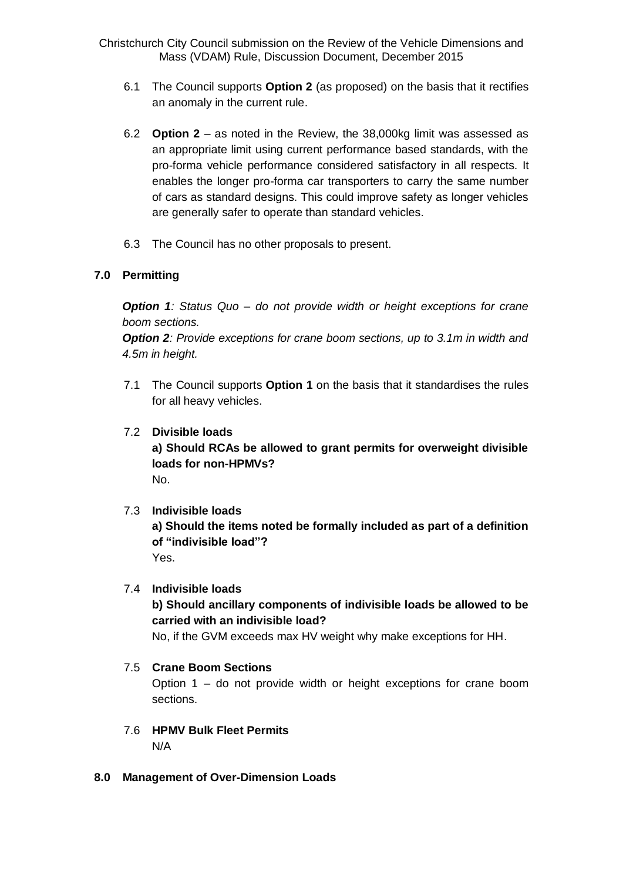6.1 The Council supports **Option 2** (as proposed) on the basis that it rectifies an anomaly in the current rule.

6.2 **Option 2** – as noted in the Review, the 38,000kg limit was assessed as an appropriate limit using current performance based standards, with the pro-forma vehicle performance considered satisfactory in all respects. It enables the longer pro-forma car transporters to carry the same number of cars as standard designs. This could improve safety as longer vehicles are generally safer to operate than standard vehicles.

6.3 The Council has no other proposals to present.

## 7.0 Permitting

***Option 1****: Status Quo – do not provide width or height exceptions for crane boom sections.*

***Option 2****: Provide exceptions for crane boom sections, up to 3.1m in width and 4.5m in height.*

7.1 The Council supports **Option 1** on the basis that it standardises the rules for all heavy vehicles.

7.2 **Divisible loads**

**a) Should RCAs be allowed to grant permits for overweight divisible loads for non-HPMVs?**

No.

7.3 **Indivisible loads**

**a) Should the items noted be formally included as part of a definition of "indivisible load"?**

Yes.

7.4 **Indivisible loads**

**b) Should ancillary components of indivisible loads be allowed to be carried with an indivisible load?**

No, if the GVM exceeds max HV weight why make exceptions for HH.

7.5 **Crane Boom Sections**

Option 1 – do not provide width or height exceptions for crane boom sections.

7.6 **HPMV Bulk Fleet Permits**

N/A

## 8.0 Management of Over-Dimension Loads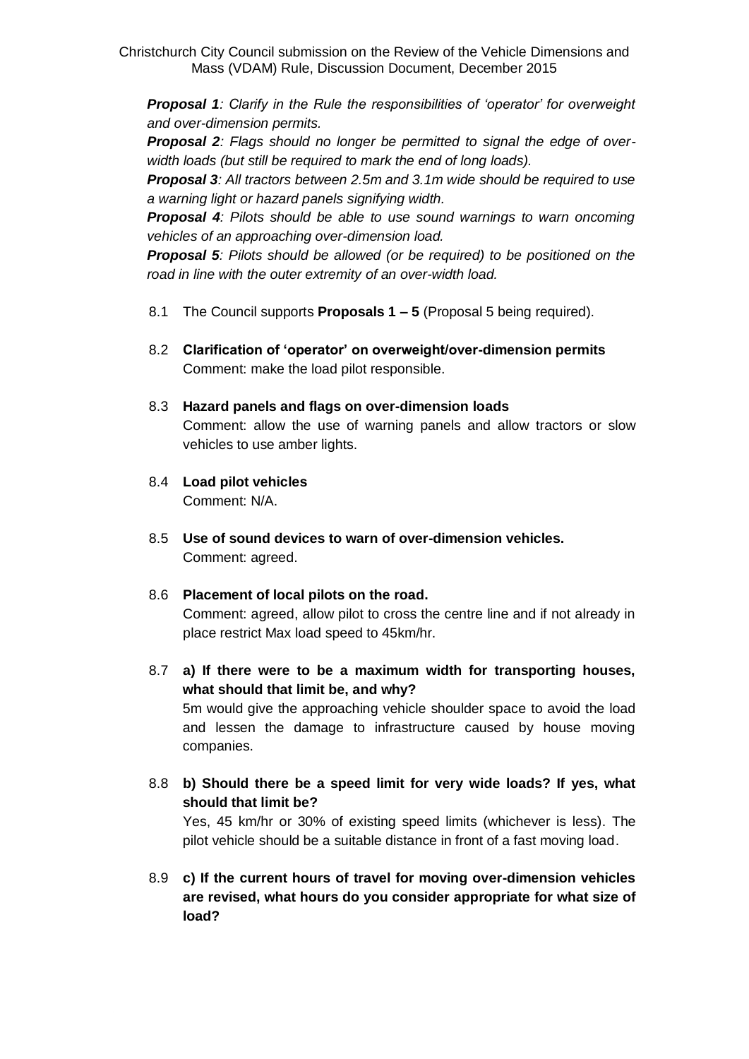***Proposal 1**: Clarify in the Rule the responsibilities of 'operator' for overweight and over-dimension permits.*
***Proposal 2**: Flags should no longer be permitted to signal the edge of over-width loads (but still be required to mark the end of long loads).*
***Proposal 3**: All tractors between 2.5m and 3.1m wide should be required to use a warning light or hazard panels signifying width.*
***Proposal 4**: Pilots should be able to use sound warnings to warn oncoming vehicles of an approaching over-dimension load.*
***Proposal 5**: Pilots should be allowed (or be required) to be positioned on the road in line with the outer extremity of an over-width load.*

8.1 The Council supports **Proposals 1 – 5** (Proposal 5 being required).

8.2 **Clarification of 'operator' on overweight/over-dimension permits**
Comment: make the load pilot responsible.

8.3 **Hazard panels and flags on over-dimension loads**
Comment: allow the use of warning panels and allow tractors or slow vehicles to use amber lights.

8.4 **Load pilot vehicles**
Comment: N/A.

8.5 **Use of sound devices to warn of over-dimension vehicles.**
Comment: agreed.

8.6 **Placement of local pilots on the road.**
Comment: agreed, allow pilot to cross the centre line and if not already in place restrict Max load speed to 45km/hr.

8.7 **a) If there were to be a maximum width for transporting houses, what should that limit be, and why?**
5m would give the approaching vehicle shoulder space to avoid the load and lessen the damage to infrastructure caused by house moving companies.

8.8 **b) Should there be a speed limit for very wide loads? If yes, what should that limit be?**
Yes, 45 km/hr or 30% of existing speed limits (whichever is less). The pilot vehicle should be a suitable distance in front of a fast moving load.

8.9 **c) If the current hours of travel for moving over-dimension vehicles are revised, what hours do you consider appropriate for what size of load?**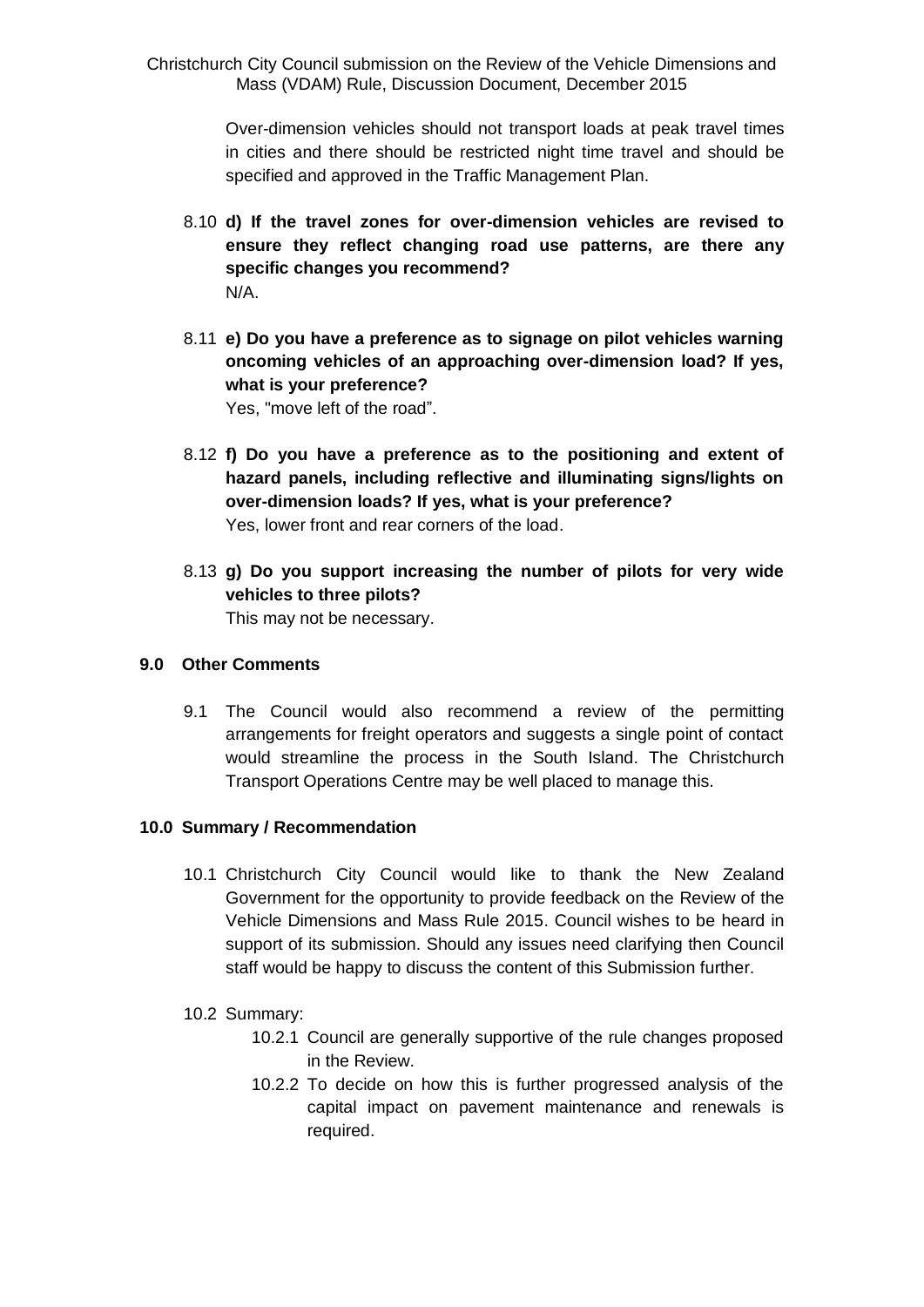Over-dimension vehicles should not transport loads at peak travel times in cities and there should be restricted night time travel and should be specified and approved in the Traffic Management Plan.

8.10 **d) If the travel zones for over-dimension vehicles are revised to ensure they reflect changing road use patterns, are there any specific changes you recommend?**
N/A.

8.11 **e) Do you have a preference as to signage on pilot vehicles warning oncoming vehicles of an approaching over-dimension load? If yes, what is your preference?**
Yes, "move left of the road".

8.12 **f) Do you have a preference as to the positioning and extent of hazard panels, including reflective and illuminating signs/lights on over-dimension loads? If yes, what is your preference?**
Yes, lower front and rear corners of the load.

8.13 **g) Do you support increasing the number of pilots for very wide vehicles to three pilots?**
This may not be necessary.

## 9.0 Other Comments

9.1 The Council would also recommend a review of the permitting arrangements for freight operators and suggests a single point of contact would streamline the process in the South Island. The Christchurch Transport Operations Centre may be well placed to manage this.

## 10.0 Summary / Recommendation

10.1 Christchurch City Council would like to thank the New Zealand Government for the opportunity to provide feedback on the Review of the Vehicle Dimensions and Mass Rule 2015. Council wishes to be heard in support of its submission. Should any issues need clarifying then Council staff would be happy to discuss the content of this Submission further.

10.2 Summary:

- 10.2.1 Council are generally supportive of the rule changes proposed in the Review.
- 10.2.2 To decide on how this is further progressed analysis of the capital impact on pavement maintenance and renewals is required.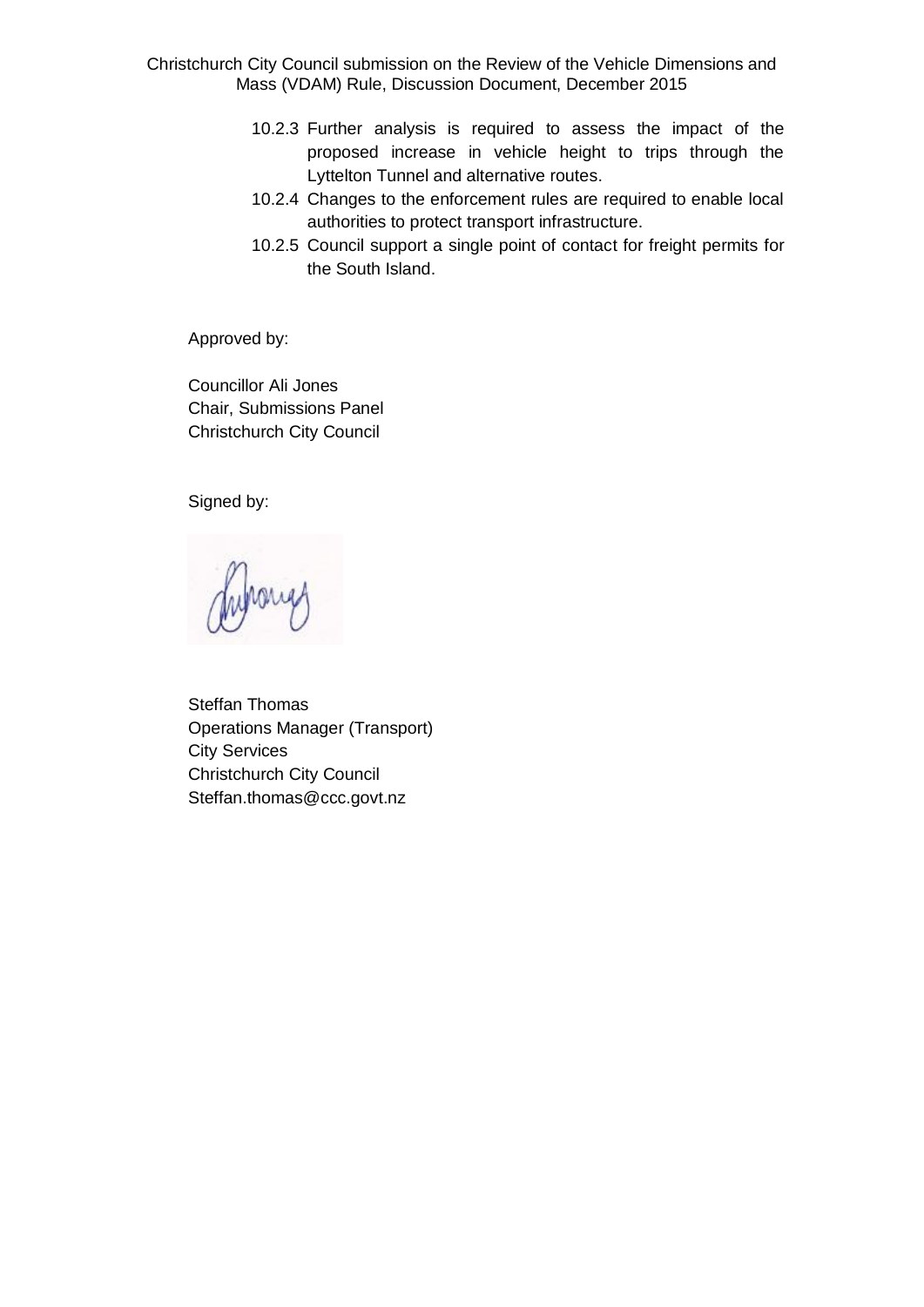10.2.3 Further analysis is required to assess the impact of the proposed increase in vehicle height to trips through the Lyttelton Tunnel and alternative routes.

10.2.4 Changes to the enforcement rules are required to enable local authorities to protect transport infrastructure.

10.2.5 Council support a single point of contact for freight permits for the South Island.

Approved by:

Councillor Ali Jones  
Chair, Submissions Panel  
Christchurch City Council

Signed by:

Steffan Thomas  
Operations Manager (Transport)  
City Services  
Christchurch City Council  
Steffan.thomas@ccc.govt.nz